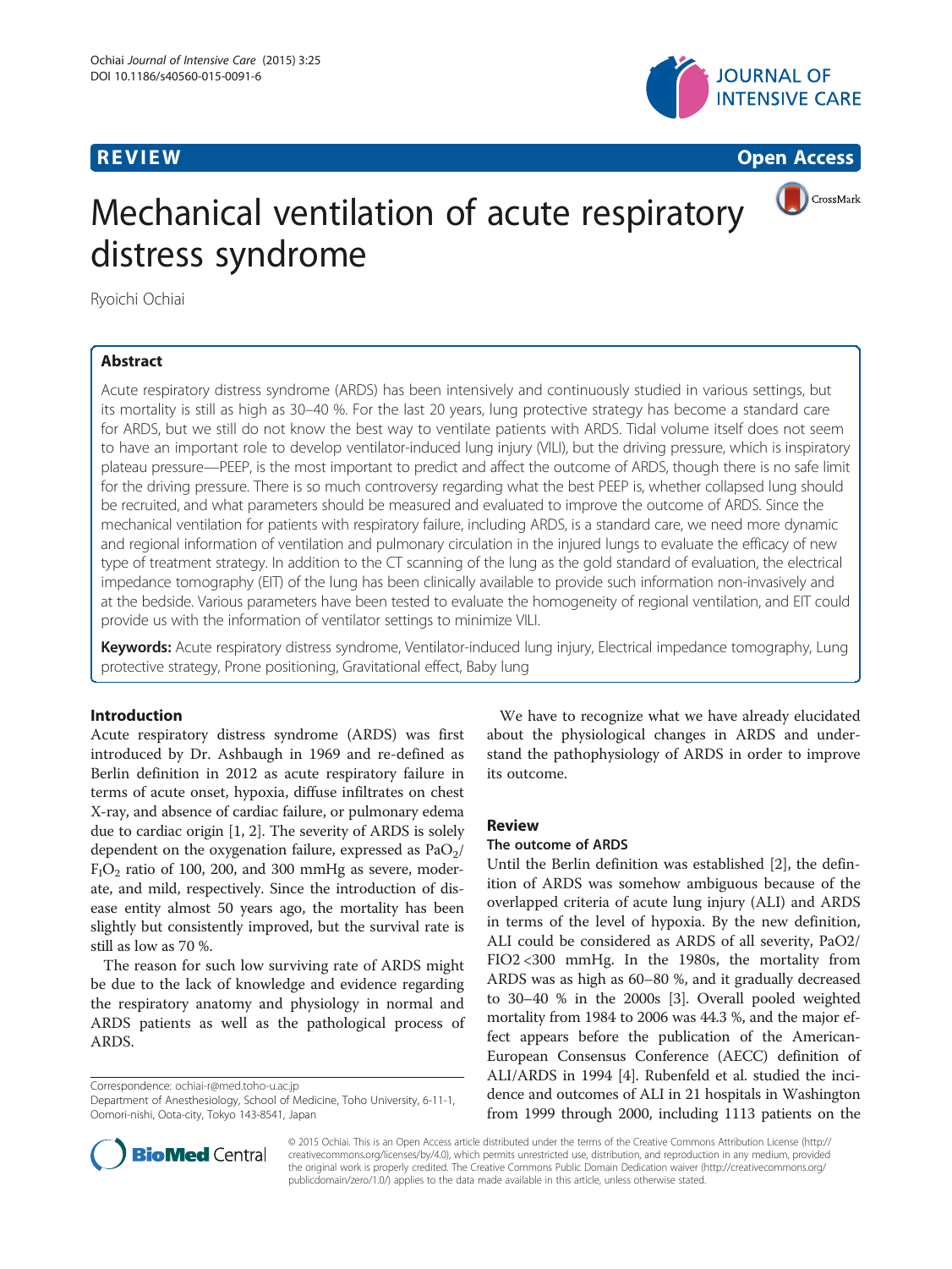REVIEW Open Access

# Mechanical ventilation of acute respiratory distress syndrome

Ryoichi Ochiai

## Abstract

Acute respiratory distress syndrome (ARDS) has been intensively and continuously studied in various settings, but its mortality is still as high as 30–40 %. For the last 20 years, lung protective strategy has become a standard care for ARDS, but we still do not know the best way to ventilate patients with ARDS. Tidal volume itself does not seem to have an important role to develop ventilator-induced lung injury (VILI), but the driving pressure, which is inspiratory plateau pressure—PEEP, is the most important to predict and affect the outcome of ARDS, though there is no safe limit for the driving pressure. There is so much controversy regarding what the best PEEP is, whether collapsed lung should be recruited, and what parameters should be measured and evaluated to improve the outcome of ARDS. Since the mechanical ventilation for patients with respiratory failure, including ARDS, is a standard care, we need more dynamic and regional information of ventilation and pulmonary circulation in the injured lungs to evaluate the efficacy of new type of treatment strategy. In addition to the CT scanning of the lung as the gold standard of evaluation, the electrical impedance tomography (EIT) of the lung has been clinically available to provide such information non-invasively and at the bedside. Various parameters have been tested to evaluate the homogeneity of regional ventilation, and EIT could provide us with the information of ventilator settings to minimize VILI.

**Keywords:** Acute respiratory distress syndrome, Ventilator-induced lung injury, Electrical impedance tomography, Lung protective strategy, Prone positioning, Gravitational effect, Baby lung

## Introduction

Acute respiratory distress syndrome (ARDS) was first introduced by Dr. Ashbaugh in 1969 and re-defined as Berlin definition in 2012 as acute respiratory failure in terms of acute onset, hypoxia, diffuse infiltrates on chest X-ray, and absence of cardiac failure, or pulmonary edema due to cardiac origin [1, 2]. The severity of ARDS is solely dependent on the oxygenation failure, expressed as $PaO_2/F_IO_2$ ratio of 100, 200, and 300 mmHg as severe, moderate, and mild, respectively. Since the introduction of disease entity almost 50 years ago, the mortality has been slightly but consistently improved, but the survival rate is still as low as 70 %.

The reason for such low surviving rate of ARDS might be due to the lack of knowledge and evidence regarding the respiratory anatomy and physiology in normal and ARDS patients as well as the pathological process of ARDS.

We have to recognize what we have already elucidated about the physiological changes in ARDS and understand the pathophysiology of ARDS in order to improve its outcome.

## Review

### The outcome of ARDS

Until the Berlin definition was established [2], the definition of ARDS was somehow ambiguous because of the overlapped criteria of acute lung injury (ALI) and ARDS in terms of the level of hypoxia. By the new definition, ALI could be considered as ARDS of all severity, $PaO_2/FIO_2$ <300 mmHg. In the 1980s, the mortality from ARDS was as high as 60–80 %, and it gradually decreased to 30–40 % in the 2000s [3]. Overall pooled weighted mortality from 1984 to 2006 was 44.3 %, and the major effect appears before the publication of the American-European Consensus Conference (AECC) definition of ALI/ARDS in 1994 [4]. Rubenfeld et al. studied the incidence and outcomes of ALI in 21 hospitals in Washington from 1999 through 2000, including 1113 patients on the

Correspondence: ochiai-r@med.toho-u.ac.jp
Department of Anesthesiology, School of Medicine, Toho University, 6-11-1, Oomori-nishi, Oota-city, Tokyo 143-8541, Japan

© 2015 Ochiai. This is an Open Access article distributed under the terms of the Creative Commons Attribution License (http://creativecommons.org/licenses/by/4.0), which permits unrestricted use, distribution, and reproduction in any medium, provided the original work is properly credited. The Creative Commons Public Domain Dedication waiver (http://creativecommons.org/publicdomain/zero/1.0/) applies to the data made available in this article, unless otherwise stated.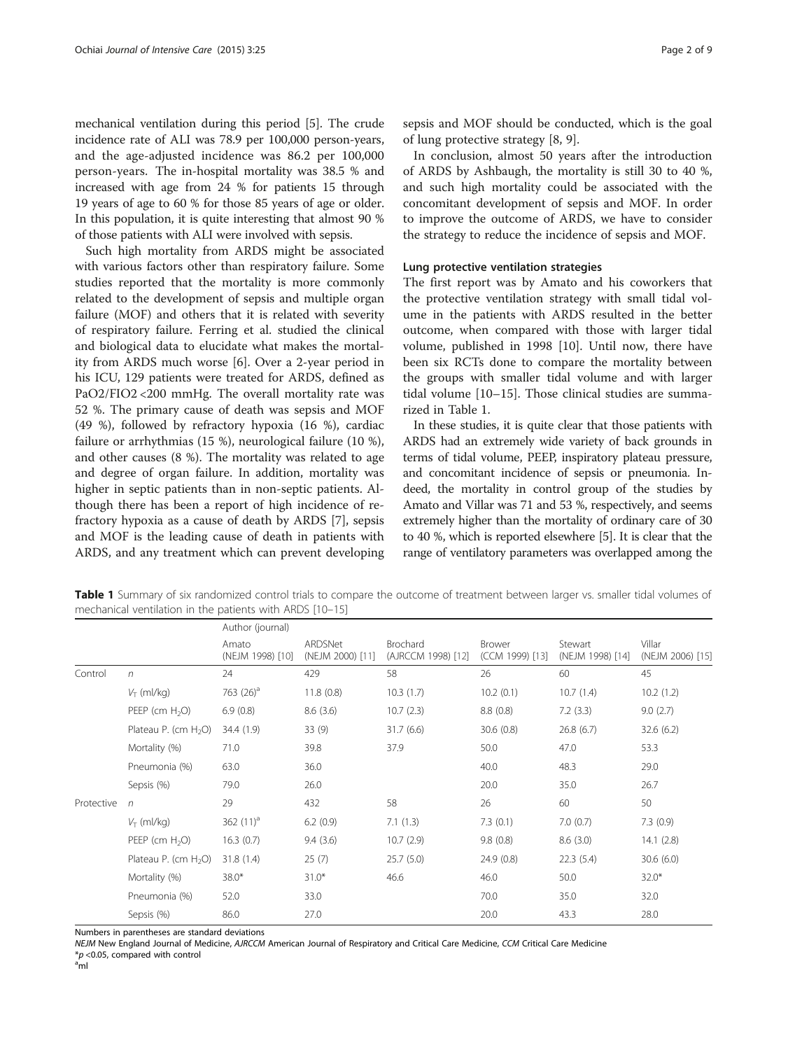mechanical ventilation during this period [5]. The crude incidence rate of ALI was 78.9 per 100,000 person-years, and the age-adjusted incidence was 86.2 per 100,000 person-years. The in-hospital mortality was 38.5 % and increased with age from 24 % for patients 15 through 19 years of age to 60 % for those 85 years of age or older. In this population, it is quite interesting that almost 90 % of those patients with ALI were involved with sepsis.

Such high mortality from ARDS might be associated with various factors other than respiratory failure. Some studies reported that the mortality is more commonly related to the development of sepsis and multiple organ failure (MOF) and others that it is related with severity of respiratory failure. Ferring et al. studied the clinical and biological data to elucidate what makes the mortality from ARDS much worse [6]. Over a 2-year period in his ICU, 129 patients were treated for ARDS, defined as PaO2/FIO2 <200 mmHg. The overall mortality rate was 52 %. The primary cause of death was sepsis and MOF (49 %), followed by refractory hypoxia (16 %), cardiac failure or arrhythmias (15 %), neurological failure (10 %), and other causes (8 %). The mortality was related to age and degree of organ failure. In addition, mortality was higher in septic patients than in non-septic patients. Although there has been a report of high incidence of refractory hypoxia as a cause of death by ARDS [7], sepsis and MOF is the leading cause of death in patients with ARDS, and any treatment which can prevent developing sepsis and MOF should be conducted, which is the goal of lung protective strategy [8, 9].

In conclusion, almost 50 years after the introduction of ARDS by Ashbaugh, the mortality is still 30 to 40 %, and such high mortality could be associated with the concomitant development of sepsis and MOF. In order to improve the outcome of ARDS, we have to consider the strategy to reduce the incidence of sepsis and MOF.

#### Lung protective ventilation strategies

The first report was by Amato and his coworkers that the protective ventilation strategy with small tidal volume in the patients with ARDS resulted in the better outcome, when compared with those with larger tidal volume, published in 1998 [10]. Until now, there have been six RCTs done to compare the mortality between the groups with smaller tidal volume and with larger tidal volume [10–15]. Those clinical studies are summarized in Table 1.

In these studies, it is quite clear that those patients with ARDS had an extremely wide variety of back grounds in terms of tidal volume, PEEP, inspiratory plateau pressure, and concomitant incidence of sepsis or pneumonia. Indeed, the mortality in control group of the studies by Amato and Villar was 71 and 53 %, respectively, and seems extremely higher than the mortality of ordinary care of 30 to 40 %, which is reported elsewhere [5]. It is clear that the range of ventilatory parameters was overlapped among the

**Table 1** Summary of six randomized control trials to compare the outcome of treatment between larger vs. smaller tidal volumes of mechanical ventilation in the patients with ARDS [10–15]

| | | Author (journal) | | | | | |
|---|---|---|---|---|---|---|---|
| | | Amato (NEJM 1998) [10] | ARDSNet (NEJM 2000) [11] | Brochard (AJRCCM 1998) [12] | Brower (CCM 1999) [13] | Stewart (NEJM 1998) [14] | Villar (NEJM 2006) [15] |
| Control | $n$ | 24 | 429 | 58 | 26 | 60 | 45 |
| | $V_T$ (ml/kg) | 763 (26)[a] | 11.8 (0.8) | 10.3 (1.7) | 10.2 (0.1) | 10.7 (1.4) | 10.2 (1.2) |
| | PEEP (cm $H_2O$) | 6.9 (0.8) | 8.6 (3.6) | 10.7 (2.3) | 8.8 (0.8) | 7.2 (3.3) | 9.0 (2.7) |
| | Plateau P. (cm $H_2O$) | 34.4 (1.9) | 33 (9) | 31.7 (6.6) | 30.6 (0.8) | 26.8 (6.7) | 32.6 (6.2) |
| | Mortality (%) | 71.0 | 39.8 | 37.9 | 50.0 | 47.0 | 53.3 |
| | Pneumonia (%) | 63.0 | 36.0 | | 40.0 | 48.3 | 29.0 |
| | Sepsis (%) | 79.0 | 26.0 | | 20.0 | 35.0 | 26.7 |
| Protective | $n$ | 29 | 432 | 58 | 26 | 60 | 50 |
| | $V_T$ (ml/kg) | 362 (11)[a] | 6.2 (0.9) | 7.1 (1.3) | 7.3 (0.1) | 7.0 (0.7) | 7.3 (0.9) |
| | PEEP (cm $H_2O$) | 16.3 (0.7) | 9.4 (3.6) | 10.7 (2.9) | 9.8 (0.8) | 8.6 (3.0) | 14.1 (2.8) |
| | Plateau P. (cm $H_2O$) | 31.8 (1.4) | 25 (7) | 25.7 (5.0) | 24.9 (0.8) | 22.3 (5.4) | 30.6 (6.0) |
| | Mortality (%) | 38.0* | 31.0* | 46.6 | 46.0 | 50.0 | 32.0* |
| | Pneumonia (%) | 52.0 | 33.0 | | 70.0 | 35.0 | 32.0 |
| | Sepsis (%) | 86.0 | 27.0 | | 20.0 | 43.3 | 28.0 |

Numbers in parentheses are standard deviations

*NEJM* New England Journal of Medicine, *AJRCCM* American Journal of Respiratory and Critical Care Medicine, *CCM* Critical Care Medicine

*$p$ <0.05, compared with control

[a]ml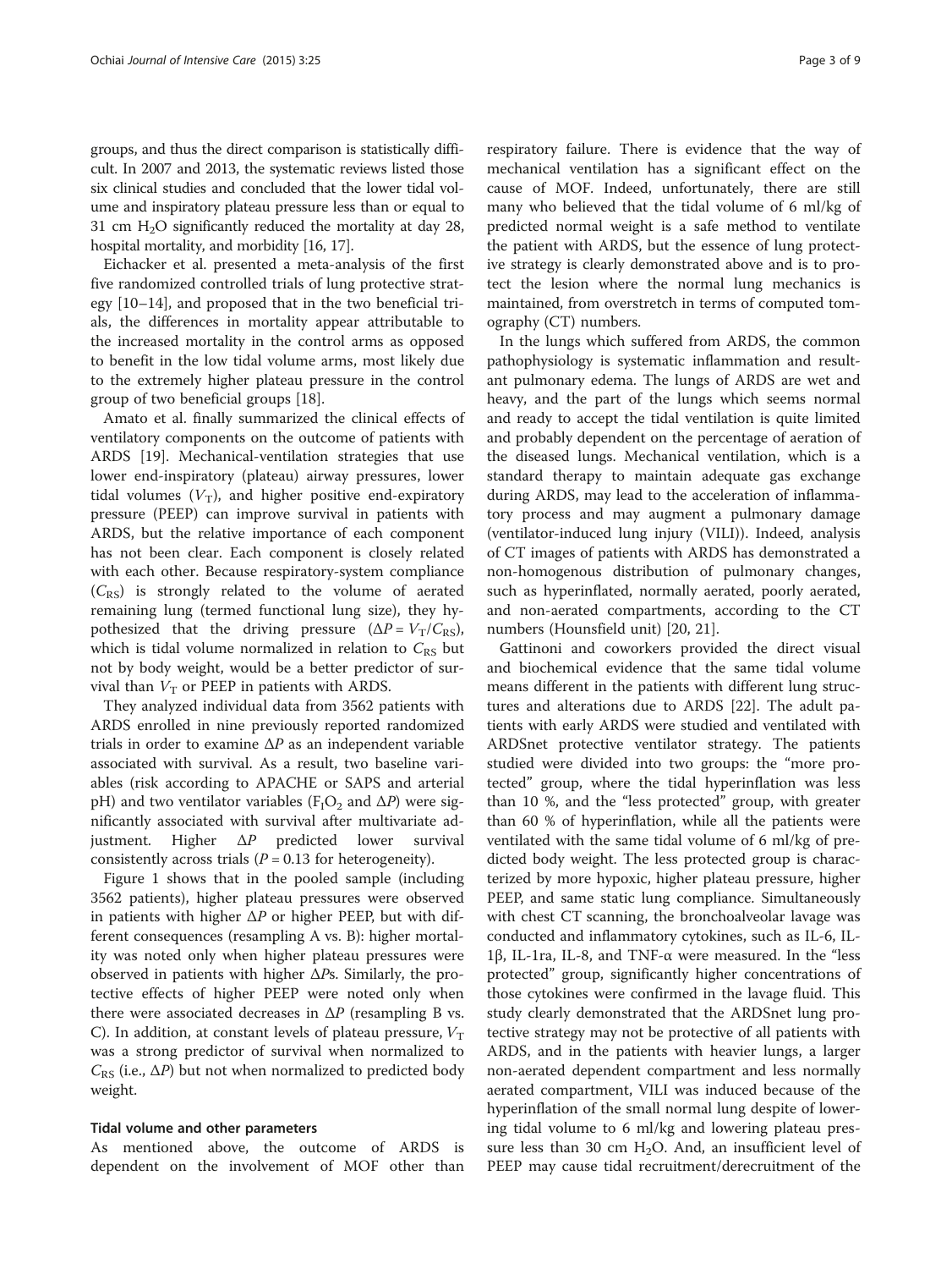groups, and thus the direct comparison is statistically difficult. In 2007 and 2013, the systematic reviews listed those six clinical studies and concluded that the lower tidal volume and inspiratory plateau pressure less than or equal to 31 cm $H_2O$ significantly reduced the mortality at day 28, hospital mortality, and morbidity [16, 17].

Eichacker et al. presented a meta-analysis of the first five randomized controlled trials of lung protective strategy [10–14], and proposed that in the two beneficial trials, the differences in mortality appear attributable to the increased mortality in the control arms as opposed to benefit in the low tidal volume arms, most likely due to the extremely higher plateau pressure in the control group of two beneficial groups [18].

Amato et al. finally summarized the clinical effects of ventilatory components on the outcome of patients with ARDS [19]. Mechanical-ventilation strategies that use lower end-inspiratory (plateau) airway pressures, lower tidal volumes ($V_T$), and higher positive end-expiratory pressure (PEEP) can improve survival in patients with ARDS, but the relative importance of each component has not been clear. Each component is closely related with each other. Because respiratory-system compliance ($C_{RS}$) is strongly related to the volume of aerated remaining lung (termed functional lung size), they hypothesized that the driving pressure ($\Delta P = V_T/C_{RS}$), which is tidal volume normalized in relation to $C_{RS}$ but not by body weight, would be a better predictor of survival than $V_T$ or PEEP in patients with ARDS.

They analyzed individual data from 3562 patients with ARDS enrolled in nine previously reported randomized trials in order to examine $\Delta P$ as an independent variable associated with survival. As a result, two baseline variables (risk according to APACHE or SAPS and arterial pH) and two ventilator variables ($F_IO_2$ and $\Delta P$) were significantly associated with survival after multivariate adjustment. Higher $\Delta P$ predicted lower survival consistently across trials ($P = 0.13$ for heterogeneity).

Figure 1 shows that in the pooled sample (including 3562 patients), higher plateau pressures were observed in patients with higher $\Delta P$ or higher PEEP, but with different consequences (resampling A vs. B): higher mortality was noted only when higher plateau pressures were observed in patients with higher $\Delta P$s. Similarly, the protective effects of higher PEEP were noted only when there were associated decreases in $\Delta P$ (resampling B vs. C). In addition, at constant levels of plateau pressure, $V_T$ was a strong predictor of survival when normalized to $C_{RS}$ (i.e., $\Delta P$) but not when normalized to predicted body weight.

#### Tidal volume and other parameters

As mentioned above, the outcome of ARDS is dependent on the involvement of MOF other than respiratory failure. There is evidence that the way of mechanical ventilation has a significant effect on the cause of MOF. Indeed, unfortunately, there are still many who believed that the tidal volume of 6 ml/kg of predicted normal weight is a safe method to ventilate the patient with ARDS, but the essence of lung protective strategy is clearly demonstrated above and is to protect the lesion where the normal lung mechanics is maintained, from overstretch in terms of computed tomography (CT) numbers.

In the lungs which suffered from ARDS, the common pathophysiology is systematic inflammation and resultant pulmonary edema. The lungs of ARDS are wet and heavy, and the part of the lungs which seems normal and ready to accept the tidal ventilation is quite limited and probably dependent on the percentage of aeration of the diseased lungs. Mechanical ventilation, which is a standard therapy to maintain adequate gas exchange during ARDS, may lead to the acceleration of inflammatory process and may augment a pulmonary damage (ventilator-induced lung injury (VILI)). Indeed, analysis of CT images of patients with ARDS has demonstrated a non-homogenous distribution of pulmonary changes, such as hyperinflated, normally aerated, poorly aerated, and non-aerated compartments, according to the CT numbers (Hounsfield unit) [20, 21].

Gattinoni and coworkers provided the direct visual and biochemical evidence that the same tidal volume means different in the patients with different lung structures and alterations due to ARDS [22]. The adult patients with early ARDS were studied and ventilated with ARDSnet protective ventilator strategy. The patients studied were divided into two groups: the "more protected" group, where the tidal hyperinflation was less than 10 %, and the "less protected" group, with greater than 60 % of hyperinflation, while all the patients were ventilated with the same tidal volume of 6 ml/kg of predicted body weight. The less protected group is characterized by more hypoxic, higher plateau pressure, higher PEEP, and same static lung compliance. Simultaneously with chest CT scanning, the bronchoalveolar lavage was conducted and inflammatory cytokines, such as IL-6, IL-1β, IL-1ra, IL-8, and TNF-α were measured. In the "less protected" group, significantly higher concentrations of those cytokines were confirmed in the lavage fluid. This study clearly demonstrated that the ARDSnet lung protective strategy may not be protective of all patients with ARDS, and in the patients with heavier lungs, a larger non-aerated dependent compartment and less normally aerated compartment, VILI was induced because of the hyperinflation of the small normal lung despite of lowering tidal volume to 6 ml/kg and lowering plateau pressure less than 30 cm $H_2O$. And, an insufficient level of PEEP may cause tidal recruitment/derecruitment of the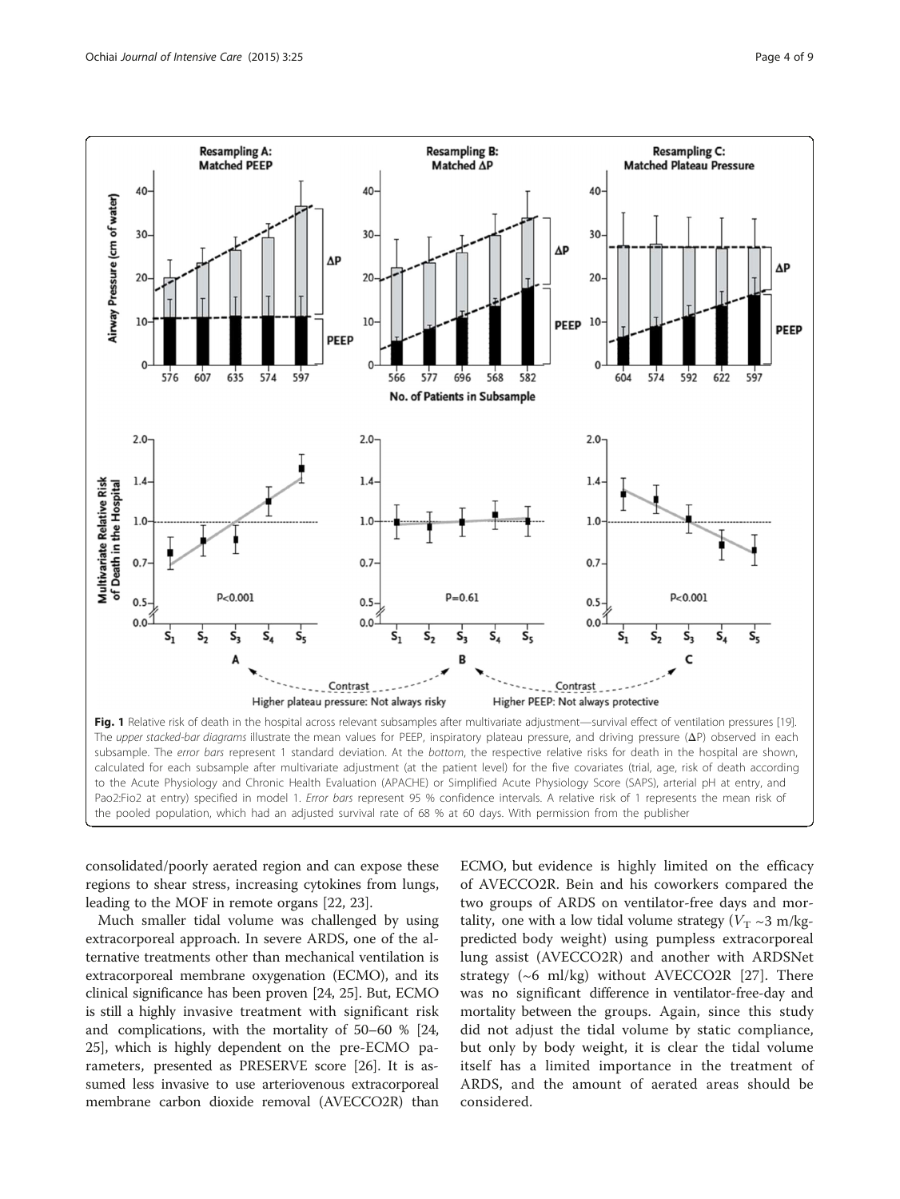**Fig. 1** Relative risk of death in the hospital across relevant subsamples after multivariate adjustment—survival effect of ventilation pressures [19]. The *upper stacked-bar diagrams* illustrate the mean values for PEEP, inspiratory plateau pressure, and driving pressure (ΔP) observed in each subsample. The *error bars* represent 1 standard deviation. At the *bottom*, the respective relative risks for death in the hospital are shown, calculated for each subsample after multivariate adjustment (at the patient level) for the five covariates (trial, age, risk of death according to the Acute Physiology and Chronic Health Evaluation (APACHE) or Simplified Acute Physiology Score (SAPS), arterial pH at entry, and Pao2:Fio2 at entry) specified in model 1. *Error bars* represent 95 % confidence intervals. A relative risk of 1 represents the mean risk of the pooled population, which had an adjusted survival rate of 68 % at 60 days. With permission from the publisher

consolidated/poorly aerated region and can expose these regions to shear stress, increasing cytokines from lungs, leading to the MOF in remote organs [22, 23].

Much smaller tidal volume was challenged by using extracorporeal approach. In severe ARDS, one of the alternative treatments other than mechanical ventilation is extracorporeal membrane oxygenation (ECMO), and its clinical significance has been proven [24, 25]. But, ECMO is still a highly invasive treatment with significant risk and complications, with the mortality of 50–60 % [24, 25], which is highly dependent on the pre-ECMO parameters, presented as PRESERVE score [26]. It is assumed less invasive to use arteriovenous extracorporeal membrane carbon dioxide removal (AVECCO2R) than ECMO, but evidence is highly limited on the efficacy of AVECCO2R. Bein and his coworkers compared the two groups of ARDS on ventilator-free days and mortality, one with a low tidal volume strategy ($V_T$ ~3 m/kg-predicted body weight) using pumpless extracorporeal lung assist (AVECCO2R) and another with ARDSNet strategy (~6 ml/kg) without AVECCO2R [27]. There was no significant difference in ventilator-free-day and mortality between the groups. Again, since this study did not adjust the tidal volume by static compliance, but only by body weight, it is clear the tidal volume itself has a limited importance in the treatment of ARDS, and the amount of aerated areas should be considered.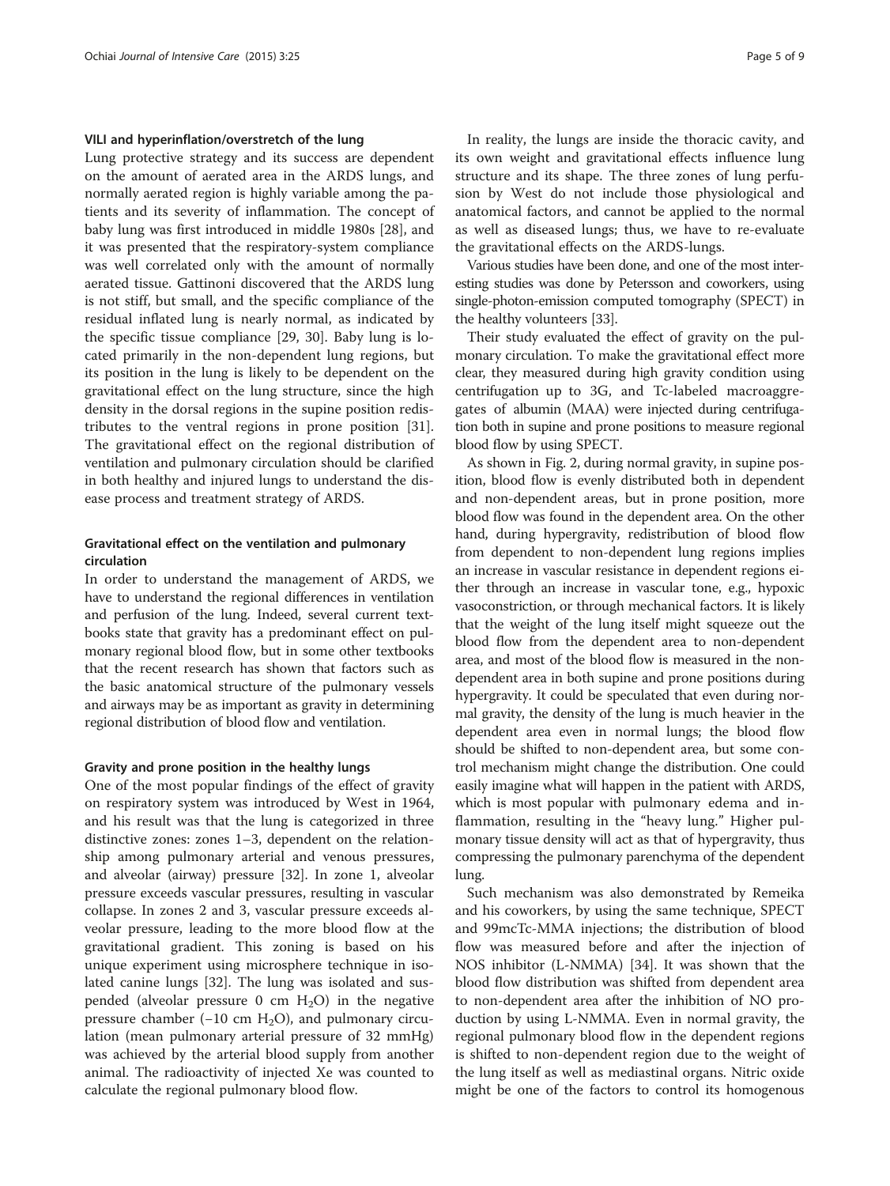### VILI and hyperinflation/overstretch of the lung

Lung protective strategy and its success are dependent on the amount of aerated area in the ARDS lungs, and normally aerated region is highly variable among the patients and its severity of inflammation. The concept of baby lung was first introduced in middle 1980s [28], and it was presented that the respiratory-system compliance was well correlated only with the amount of normally aerated tissue. Gattinoni discovered that the ARDS lung is not stiff, but small, and the specific compliance of the residual inflated lung is nearly normal, as indicated by the specific tissue compliance [29, 30]. Baby lung is located primarily in the non-dependent lung regions, but its position in the lung is likely to be dependent on the gravitational effect on the lung structure, since the high density in the dorsal regions in the supine position redistributes to the ventral regions in prone position [31]. The gravitational effect on the regional distribution of ventilation and pulmonary circulation should be clarified in both healthy and injured lungs to understand the disease process and treatment strategy of ARDS.

### Gravitational effect on the ventilation and pulmonary circulation

In order to understand the management of ARDS, we have to understand the regional differences in ventilation and perfusion of the lung. Indeed, several current textbooks state that gravity has a predominant effect on pulmonary regional blood flow, but in some other textbooks that the recent research has shown that factors such as the basic anatomical structure of the pulmonary vessels and airways may be as important as gravity in determining regional distribution of blood flow and ventilation.

#### Gravity and prone position in the healthy lungs

One of the most popular findings of the effect of gravity on respiratory system was introduced by West in 1964, and his result was that the lung is categorized in three distinctive zones: zones 1–3, dependent on the relationship among pulmonary arterial and venous pressures, and alveolar (airway) pressure [32]. In zone 1, alveolar pressure exceeds vascular pressures, resulting in vascular collapse. In zones 2 and 3, vascular pressure exceeds alveolar pressure, leading to the more blood flow at the gravitational gradient. This zoning is based on his unique experiment using microsphere technique in isolated canine lungs [32]. The lung was isolated and suspended (alveolar pressure 0 cm $H_2O$) in the negative pressure chamber (−10 cm $H_2O$), and pulmonary circulation (mean pulmonary arterial pressure of 32 mmHg) was achieved by the arterial blood supply from another animal. The radioactivity of injected Xe was counted to calculate the regional pulmonary blood flow.

In reality, the lungs are inside the thoracic cavity, and its own weight and gravitational effects influence lung structure and its shape. The three zones of lung perfusion by West do not include those physiological and anatomical factors, and cannot be applied to the normal as well as diseased lungs; thus, we have to re-evaluate the gravitational effects on the ARDS-lungs.

Various studies have been done, and one of the most interesting studies was done by Petersson and coworkers, using single-photon-emission computed tomography (SPECT) in the healthy volunteers [33].

Their study evaluated the effect of gravity on the pulmonary circulation. To make the gravitational effect more clear, they measured during high gravity condition using centrifugation up to 3G, and Tc-labeled macroaggregates of albumin (MAA) were injected during centrifugation both in supine and prone positions to measure regional blood flow by using SPECT.

As shown in Fig. 2, during normal gravity, in supine position, blood flow is evenly distributed both in dependent and non-dependent areas, but in prone position, more blood flow was found in the dependent area. On the other hand, during hypergravity, redistribution of blood flow from dependent to non-dependent lung regions implies an increase in vascular resistance in dependent regions either through an increase in vascular tone, e.g., hypoxic vasoconstriction, or through mechanical factors. It is likely that the weight of the lung itself might squeeze out the blood flow from the dependent area to non-dependent area, and most of the blood flow is measured in the non-dependent area in both supine and prone positions during hypergravity. It could be speculated that even during normal gravity, the density of the lung is much heavier in the dependent area even in normal lungs; the blood flow should be shifted to non-dependent area, but some control mechanism might change the distribution. One could easily imagine what will happen in the patient with ARDS, which is most popular with pulmonary edema and inflammation, resulting in the "heavy lung." Higher pulmonary tissue density will act as that of hypergravity, thus compressing the pulmonary parenchyma of the dependent lung.

Such mechanism was also demonstrated by Remeika and his coworkers, by using the same technique, SPECT and 99mcTc-MMA injections; the distribution of blood flow was measured before and after the injection of NOS inhibitor (L-NMMA) [34]. It was shown that the blood flow distribution was shifted from dependent area to non-dependent area after the inhibition of NO production by using L-NMMA. Even in normal gravity, the regional pulmonary blood flow in the dependent regions is shifted to non-dependent region due to the weight of the lung itself as well as mediastinal organs. Nitric oxide might be one of the factors to control its homogenous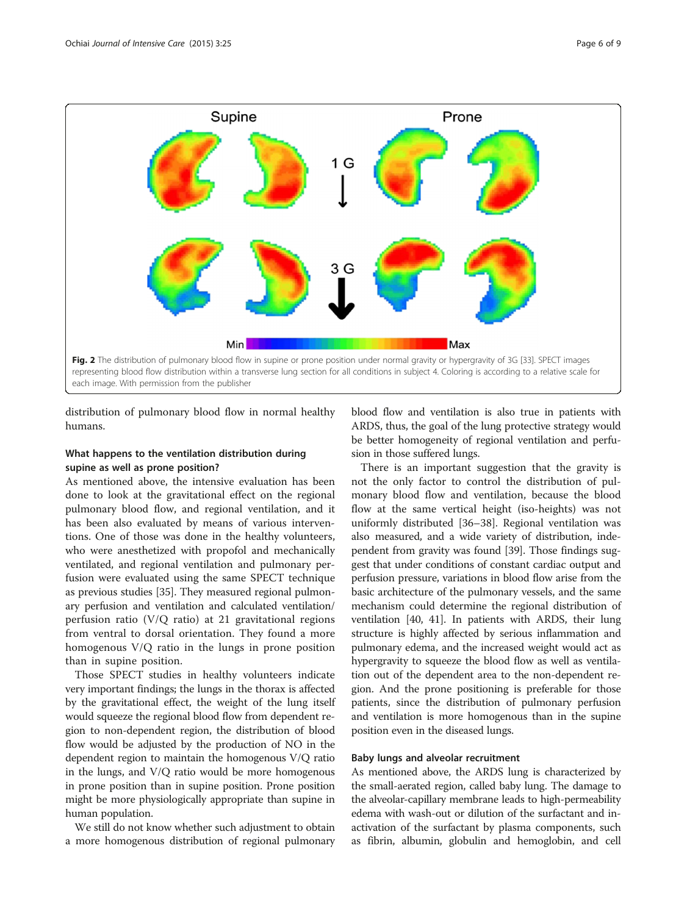Supine

Prone

1 G

3 G

Min

Max

**Fig. 2** The distribution of pulmonary blood flow in supine or prone position under normal gravity or hypergravity of 3G [33]. SPECT images representing blood flow distribution within a transverse lung section for all conditions in subject 4. Coloring is according to a relative scale for each image. With permission from the publisher

distribution of pulmonary blood flow in normal healthy humans.

### What happens to the ventilation distribution during supine as well as prone position?

As mentioned above, the intensive evaluation has been done to look at the gravitational effect on the regional pulmonary blood flow, and regional ventilation, and it has been also evaluated by means of various interventions. One of those was done in the healthy volunteers, who were anesthetized with propofol and mechanically ventilated, and regional ventilation and pulmonary perfusion were evaluated using the same SPECT technique as previous studies [35]. They measured regional pulmonary perfusion and ventilation and calculated ventilation/perfusion ratio (V/Q ratio) at 21 gravitational regions from ventral to dorsal orientation. They found a more homogenous V/Q ratio in the lungs in prone position than in supine position.

Those SPECT studies in healthy volunteers indicate very important findings; the lungs in the thorax is affected by the gravitational effect, the weight of the lung itself would squeeze the regional blood flow from dependent region to non-dependent region, the distribution of blood flow would be adjusted by the production of NO in the dependent region to maintain the homogenous V/Q ratio in the lungs, and V/Q ratio would be more homogenous in prone position than in supine position. Prone position might be more physiologically appropriate than supine in human population.

We still do not know whether such adjustment to obtain a more homogenous distribution of regional pulmonary blood flow and ventilation is also true in patients with ARDS, thus, the goal of the lung protective strategy would be better homogeneity of regional ventilation and perfusion in those suffered lungs.

There is an important suggestion that the gravity is not the only factor to control the distribution of pulmonary blood flow and ventilation, because the blood flow at the same vertical height (iso-heights) was not uniformly distributed [36–38]. Regional ventilation was also measured, and a wide variety of distribution, independent from gravity was found [39]. Those findings suggest that under conditions of constant cardiac output and perfusion pressure, variations in blood flow arise from the basic architecture of the pulmonary vessels, and the same mechanism could determine the regional distribution of ventilation [40, 41]. In patients with ARDS, their lung structure is highly affected by serious inflammation and pulmonary edema, and the increased weight would act as hypergravity to squeeze the blood flow as well as ventilation out of the dependent area to the non-dependent region. And the prone positioning is preferable for those patients, since the distribution of pulmonary perfusion and ventilation is more homogenous than in the supine position even in the diseased lungs.

### Baby lungs and alveolar recruitment

As mentioned above, the ARDS lung is characterized by the small-aerated region, called baby lung. The damage to the alveolar-capillary membrane leads to high-permeability edema with wash-out or dilution of the surfactant and inactivation of the surfactant by plasma components, such as fibrin, albumin, globulin and hemoglobin, and cell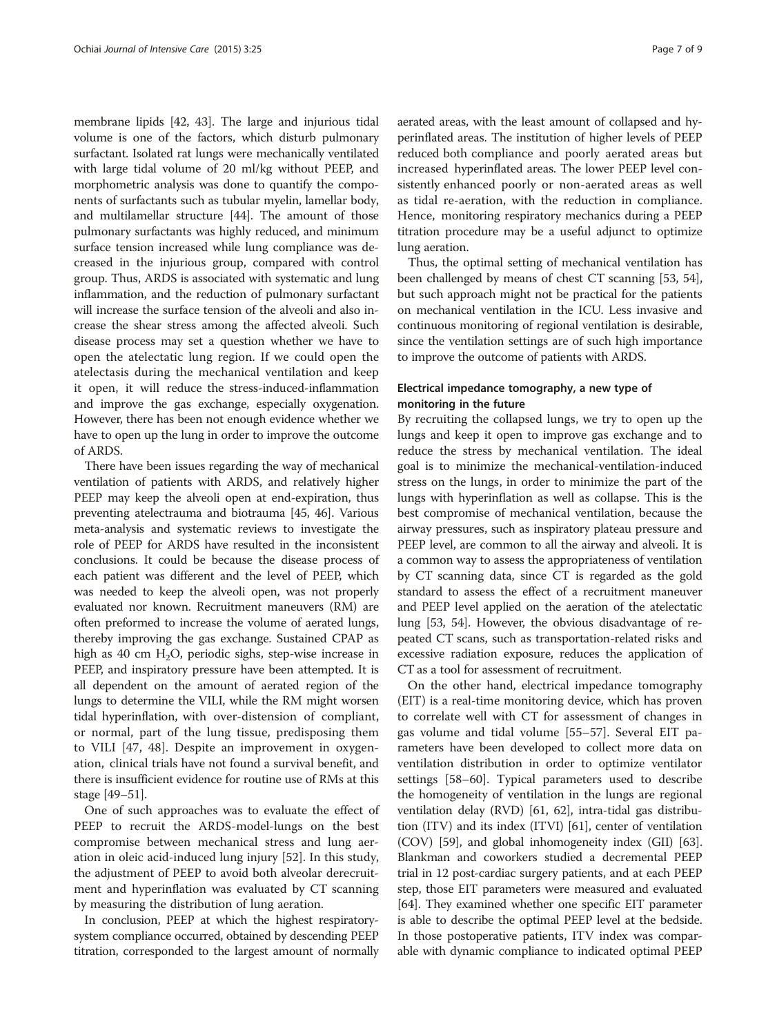membrane lipids [42, 43]. The large and injurious tidal volume is one of the factors, which disturb pulmonary surfactant. Isolated rat lungs were mechanically ventilated with large tidal volume of 20 ml/kg without PEEP, and morphometric analysis was done to quantify the components of surfactants such as tubular myelin, lamellar body, and multilamellar structure [44]. The amount of those pulmonary surfactants was highly reduced, and minimum surface tension increased while lung compliance was decreased in the injurious group, compared with control group. Thus, ARDS is associated with systematic and lung inflammation, and the reduction of pulmonary surfactant will increase the surface tension of the alveoli and also increase the shear stress among the affected alveoli. Such disease process may set a question whether we have to open the atelectatic lung region. If we could open the atelectasis during the mechanical ventilation and keep it open, it will reduce the stress-induced-inflammation and improve the gas exchange, especially oxygenation. However, there has been not enough evidence whether we have to open up the lung in order to improve the outcome of ARDS.

There have been issues regarding the way of mechanical ventilation of patients with ARDS, and relatively higher PEEP may keep the alveoli open at end-expiration, thus preventing atelectrauma and biotrauma [45, 46]. Various meta-analysis and systematic reviews to investigate the role of PEEP for ARDS have resulted in the inconsistent conclusions. It could be because the disease process of each patient was different and the level of PEEP, which was needed to keep the alveoli open, was not properly evaluated nor known. Recruitment maneuvers (RM) are often preformed to increase the volume of aerated lungs, thereby improving the gas exchange. Sustained CPAP as high as 40 cm $H_2O$, periodic sighs, step-wise increase in PEEP, and inspiratory pressure have been attempted. It is all dependent on the amount of aerated region of the lungs to determine the VILI, while the RM might worsen tidal hyperinflation, with over-distension of compliant, or normal, part of the lung tissue, predisposing them to VILI [47, 48]. Despite an improvement in oxygenation, clinical trials have not found a survival benefit, and there is insufficient evidence for routine use of RMs at this stage [49–51].

One of such approaches was to evaluate the effect of PEEP to recruit the ARDS-model-lungs on the best compromise between mechanical stress and lung aeration in oleic acid-induced lung injury [52]. In this study, the adjustment of PEEP to avoid both alveolar derecruitment and hyperinflation was evaluated by CT scanning by measuring the distribution of lung aeration.

In conclusion, PEEP at which the highest respiratory-system compliance occurred, obtained by descending PEEP titration, corresponded to the largest amount of normally aerated areas, with the least amount of collapsed and hyperinflated areas. The institution of higher levels of PEEP reduced both compliance and poorly aerated areas but increased hyperinflated areas. The lower PEEP level consistently enhanced poorly or non-aerated areas as well as tidal re-aeration, with the reduction in compliance. Hence, monitoring respiratory mechanics during a PEEP titration procedure may be a useful adjunct to optimize lung aeration.

Thus, the optimal setting of mechanical ventilation has been challenged by means of chest CT scanning [53, 54], but such approach might not be practical for the patients on mechanical ventilation in the ICU. Less invasive and continuous monitoring of regional ventilation is desirable, since the ventilation settings are of such high importance to improve the outcome of patients with ARDS.

## Electrical impedance tomography, a new type of monitoring in the future

By recruiting the collapsed lungs, we try to open up the lungs and keep it open to improve gas exchange and to reduce the stress by mechanical ventilation. The ideal goal is to minimize the mechanical-ventilation-induced stress on the lungs, in order to minimize the part of the lungs with hyperinflation as well as collapse. This is the best compromise of mechanical ventilation, because the airway pressures, such as inspiratory plateau pressure and PEEP level, are common to all the airway and alveoli. It is a common way to assess the appropriateness of ventilation by CT scanning data, since CT is regarded as the gold standard to assess the effect of a recruitment maneuver and PEEP level applied on the aeration of the atelectatic lung [53, 54]. However, the obvious disadvantage of repeated CT scans, such as transportation-related risks and excessive radiation exposure, reduces the application of CT as a tool for assessment of recruitment.

On the other hand, electrical impedance tomography (EIT) is a real-time monitoring device, which has proven to correlate well with CT for assessment of changes in gas volume and tidal volume [55–57]. Several EIT parameters have been developed to collect more data on ventilation distribution in order to optimize ventilator settings [58–60]. Typical parameters used to describe the homogeneity of ventilation in the lungs are regional ventilation delay (RVD) [61, 62], intra-tidal gas distribution (ITV) and its index (ITVI) [61], center of ventilation (COV) [59], and global inhomogeneity index (GII) [63]. Blankman and coworkers studied a decremental PEEP trial in 12 post-cardiac surgery patients, and at each PEEP step, those EIT parameters were measured and evaluated [64]. They examined whether one specific EIT parameter is able to describe the optimal PEEP level at the bedside. In those postoperative patients, ITV index was comparable with dynamic compliance to indicated optimal PEEP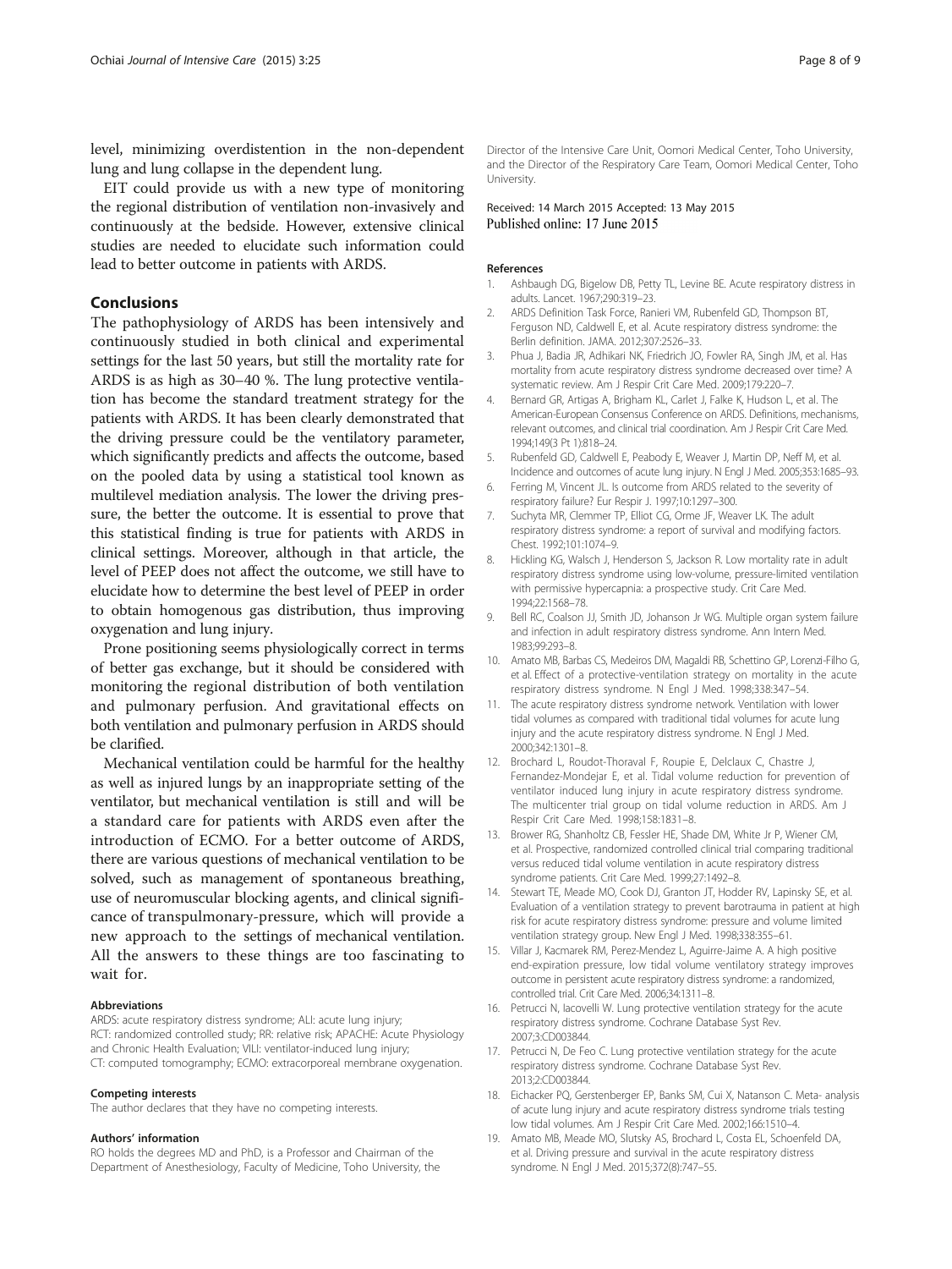level, minimizing overdistention in the non-dependent lung and lung collapse in the dependent lung.

EIT could provide us with a new type of monitoring the regional distribution of ventilation non-invasively and continuously at the bedside. However, extensive clinical studies are needed to elucidate such information could lead to better outcome in patients with ARDS.

## Conclusions

The pathophysiology of ARDS has been intensively and continuously studied in both clinical and experimental settings for the last 50 years, but still the mortality rate for ARDS is as high as 30–40 %. The lung protective ventilation has become the standard treatment strategy for the patients with ARDS. It has been clearly demonstrated that the driving pressure could be the ventilatory parameter, which significantly predicts and affects the outcome, based on the pooled data by using a statistical tool known as multilevel mediation analysis. The lower the driving pressure, the better the outcome. It is essential to prove that this statistical finding is true for patients with ARDS in clinical settings. Moreover, although in that article, the level of PEEP does not affect the outcome, we still have to elucidate how to determine the best level of PEEP in order to obtain homogenous gas distribution, thus improving oxygenation and lung injury.

Prone positioning seems physiologically correct in terms of better gas exchange, but it should be considered with monitoring the regional distribution of both ventilation and pulmonary perfusion. And gravitational effects on both ventilation and pulmonary perfusion in ARDS should be clarified.

Mechanical ventilation could be harmful for the healthy as well as injured lungs by an inappropriate setting of the ventilator, but mechanical ventilation is still and will be a standard care for patients with ARDS even after the introduction of ECMO. For a better outcome of ARDS, there are various questions of mechanical ventilation to be solved, such as management of spontaneous breathing, use of neuromuscular blocking agents, and clinical significance of transpulmonary-pressure, which will provide a new approach to the settings of mechanical ventilation. All the answers to these things are too fascinating to wait for.

#### Abbreviations

ARDS: acute respiratory distress syndrome; ALI: acute lung injury; RCT: randomized controlled study; RR: relative risk; APACHE: Acute Physiology and Chronic Health Evaluation; VILI: ventilator-induced lung injury; CT: computed tomogramphy; ECMO: extracorporeal membrane oxygenation.

#### Competing interests

The author declares that they have no competing interests.

#### Authors' information

RO holds the degrees MD and PhD, is a Professor and Chairman of the Department of Anesthesiology, Faculty of Medicine, Toho University, the Director of the Intensive Care Unit, Oomori Medical Center, Toho University, and the Director of the Respiratory Care Team, Oomori Medical Center, Toho University.

Received: 14 March 2015 Accepted: 13 May 2015
Published online: 17 June 2015

#### References

1. Ashbaugh DG, Bigelow DB, Petty TL, Levine BE. Acute respiratory distress in adults. Lancet. 1967;290:319–23.
2. ARDS Definition Task Force, Ranieri VM, Rubenfeld GD, Thompson BT, Ferguson ND, Caldwell E, et al. Acute respiratory distress syndrome: the Berlin definition. JAMA. 2012;307:2526–33.
3. Phua J, Badia JR, Adhikari NK, Friedrich JO, Fowler RA, Singh JM, et al. Has mortality from acute respiratory distress syndrome decreased over time? A systematic review. Am J Respir Crit Care Med. 2009;179:220–7.
4. Bernard GR, Artigas A, Brigham KL, Carlet J, Falke K, Hudson L, et al. The American-European Consensus Conference on ARDS. Definitions, mechanisms, relevant outcomes, and clinical trial coordination. Am J Respir Crit Care Med. 1994;149(3 Pt 1):818–24.
5. Rubenfeld GD, Caldwell E, Peabody E, Weaver J, Martin DP, Neff M, et al. Incidence and outcomes of acute lung injury. N Engl J Med. 2005;353:1685–93.
6. Ferring M, Vincent JL. Is outcome from ARDS related to the severity of respiratory failure? Eur Respir J. 1997;10:1297–300.
7. Suchyta MR, Clemmer TP, Elliot CG, Orme JF, Weaver LK. The adult respiratory distress syndrome: a report of survival and modifying factors. Chest. 1992;101:1074–9.
8. Hickling KG, Walsch J, Henderson S, Jackson R. Low mortality rate in adult respiratory distress syndrome using low-volume, pressure-limited ventilation with permissive hypercapnia: a prospective study. Crit Care Med. 1994;22:1568–78.
9. Bell RC, Coalson JJ, Smith JD, Johanson Jr WG. Multiple organ system failure and infection in adult respiratory distress syndrome. Ann Intern Med. 1983;99:293–8.
10. Amato MB, Barbas CS, Medeiros DM, Magaldi RB, Schettino GP, Lorenzi-Filho G, et al. Effect of a protective-ventilation strategy on mortality in the acute respiratory distress syndrome. N Engl J Med. 1998;338:347–54.
11. The acute respiratory distress syndrome network. Ventilation with lower tidal volumes as compared with traditional tidal volumes for acute lung injury and the acute respiratory distress syndrome. N Engl J Med. 2000;342:1301–8.
12. Brochard L, Roudot-Thoraval F, Roupie E, Delclaux C, Chastre J, Fernandez-Mondejar E, et al. Tidal volume reduction for prevention of ventilator induced lung injury in acute respiratory distress syndrome. The multicenter trial group on tidal volume reduction in ARDS. Am J Respir Crit Care Med. 1998;158:1831–8.
13. Brower RG, Shanholtz CB, Fessler HE, Shade DM, White Jr P, Wiener CM, et al. Prospective, randomized controlled clinical trial comparing traditional versus reduced tidal volume ventilation in acute respiratory distress syndrome patients. Crit Care Med. 1999;27:1492–8.
14. Stewart TE, Meade MO, Cook DJ, Granton JT, Hodder RV, Lapinsky SE, et al. Evaluation of a ventilation strategy to prevent barotrauma in patient at high risk for acute respiratory distress syndrome: pressure and volume limited ventilation strategy group. New Engl J Med. 1998;338:355–61.
15. Villar J, Kacmarek RM, Perez-Mendez L, Aguirre-Jaime A. A high positive end-expiration pressure, low tidal volume ventilatory strategy improves outcome in persistent acute respiratory distress syndrome: a randomized, controlled trial. Crit Care Med. 2006;34:1311–8.
16. Petrucci N, Iacovelli W. Lung protective ventilation strategy for the acute respiratory distress syndrome. Cochrane Database Syst Rev. 2007;3:CD003844.
17. Petrucci N, De Feo C. Lung protective ventilation strategy for the acute respiratory distress syndrome. Cochrane Database Syst Rev. 2013;2:CD003844.
18. Eichacker PQ, Gerstenberger EP, Banks SM, Cui X, Natanson C. Meta- analysis of acute lung injury and acute respiratory distress syndrome trials testing low tidal volumes. Am J Respir Crit Care Med. 2002;166:1510–4.
19. Amato MB, Meade MO, Slutsky AS, Brochard L, Costa EL, Schoenfeld DA, et al. Driving pressure and survival in the acute respiratory distress syndrome. N Engl J Med. 2015;372(8):747–55.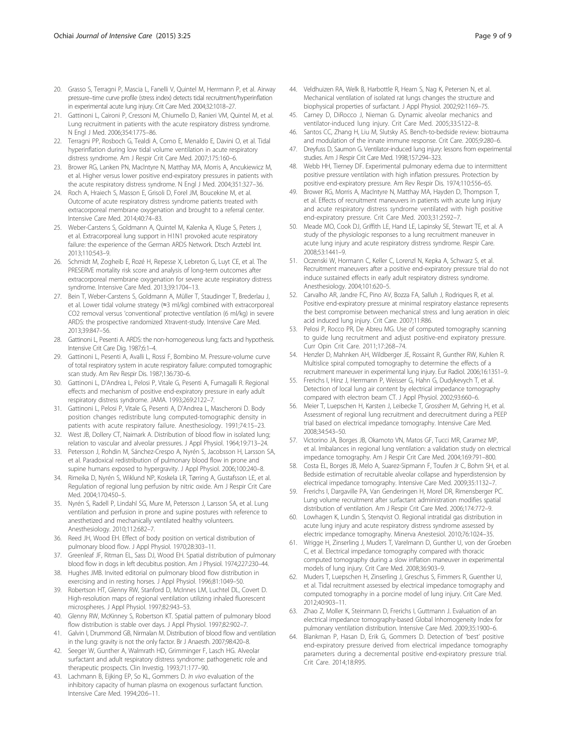20. Grasso S, Terragni P, Mascia L, Fanelli V, Quintel M, Herrmann P, et al. Airway pressure–time curve profile (stress index) detects tidal recruitment/hyperinflation in experimental acute lung injury. Crit Care Med. 2004;32:1018–27.
21. Gattinoni L, Caironi P, Cressoni M, Chiumello D, Ranieri VM, Quintel M, et al. Lung recruitment in patients with the acute respiratory distress syndrome. N Engl J Med. 2006;354:1775–86.
22. Terragni PP, Rosboch G, Tealdi A, Corno E, Menaldo E, Davini O, et al. Tidal hyperinflation during low tidal volume ventilation in acute respiratory distress syndrome. Am J Respir Crit Care Med. 2007;175:160–6.
23. Brower RG, Lanken PN, MacIntyre N, Matthay MA, Morris A, Ancukiewicz M, et al. Higher versus lower positive end-expiratory pressures in patients with the acute respiratory distress syndrome. N Engl J Med. 2004;351:327–36.
24. Roch A, Hraiech S, Masson E, Grisoli D, Forel JM, Boucekine M, et al. Outcome of acute respiratory distress syndrome patients treated with extracorporeal membrane oxygenation and brought to a referral center. Intensive Care Med. 2014;40:74–83.
25. Weber-Carstens S, Goldmann A, Quintel M, Kalenka A, Kluge S, Peters J, et al. Extracorporeal lung support in H1N1 provoked acute respiratory failure: the experience of the German ARDS Network. Dtsch Arztebl Int. 2013;110:543–9.
26. Schmidt M, Zogheib E, Rozé H, Repesse X, Lebreton G, Luyt CE, et al. The PRESERVE mortality risk score and analysis of long-term outcomes after extracorporeal membrane oxygenation for severe acute respiratory distress syndrome. Intensive Care Med. 2013;39:1704–13.
27. Bein T, Weber-Carstens S, Goldmann A, Müller T, Staudinger T, Brederlau J, et al. Lower tidal volume strategy (≈3 ml/kg) combined with extracorporeal CO2 removal versus 'conventional' protective ventilation (6 ml/kg) in severe ARDS: the prospective randomized Xtravent-study. Intensive Care Med. 2013;39:847–56.
28. Gattinoni L, Pesenti A. ARDS: the non-homogeneous lung; facts and hypothesis. Intensive Crit Care Dig. 1987;6:1–4.
29. Gattinoni L, Pesenti A, Avalli L, Rossi F, Bombino M. Pressure-volume curve of total respiratory system in acute respiratory failure: computed tomographic scan study. Am Rev Respir Dis. 1987;136:730–6.
30. Gattinoni L, D'Andrea L, Pelosi P, Vitale G, Pesenti A, Fumagalli R. Regional effects and mechanism of positive end-expiratory pressure in early adult respiratory distress syndrome. JAMA. 1993;269:2122–7.
31. Gattinoni L, Pelosi P, Vitale G, Pesenti A, D'Andrea L, Mascheroni D. Body position changes redistribute lung computed-tomographic density in patients with acute respiratory failure. Anesthesiology. 1991;74:15–23.
32. West JB, Dollery CT, Naimark A. Distribution of blood flow in isolated lung; relation to vascular and alveolar pressures. J Appl Physiol. 1964;19:713–24.
33. Petersson J, Rohdin M, Sánchez-Crespo A, Nyrén S, Jacobsson H, Larsson SA, et al. Paradoxical redistribution of pulmonary blood flow in prone and supine humans exposed to hypergravity. J Appl Physiol. 2006;100:240–8.
34. Rimeika D, Nyrén S, Wiklund NP, Koskela LR, Tørring A, Gustafsson LE, et al. Regulation of regional lung perfusion by nitric oxide. Am J Respir Crit Care Med. 2004;170:450–5.
35. Nyrén S, Radell P, Lindahl SG, Mure M, Petersson J, Larsson SA, et al. Lung ventilation and perfusion in prone and supine postures with reference to anesthetized and mechanically ventilated healthy volunteers. Anesthesiology. 2010;112:682–7.
36. Reed JH, Wood EH. Effect of body position on vertical distribution of pulmonary blood flow. J Appl Physiol. 1970;28:303–11.
37. Greenleaf JF, Ritman EL, Sass DJ, Wood EH. Spatial distribution of pulmonary blood flow in dogs in left decubitus position. Am J Physiol. 1974;227:230–44.
38. Hughes JMB. Invited editorial on pulmonary blood flow distribution in exercising and in resting horses. J Appl Physiol. 1996;81:1049–50.
39. Robertson HT, Glenny RW, Stanford D, McInnes LM, Luchtel DL, Covert D. High-resolution maps of regional ventilation utilizing inhaled fluorescent microspheres. J Appl Physiol. 1997;82:943–53.
40. Glenny RW, McKinney S, Robertson KT. Spatial pattern of pulmonary blood flow distribution is stable over days. J Appl Physiol. 1997;82:902–7.
41. Galvin I, Drummond GB, Nirmalan M. Distribution of blood flow and ventilation in the lung: gravity is not the only factor. Br J Anaesth. 2007;98:420–8.
42. Seeger W, Gunther A, Walmrath HD, Grimminger F, Lasch HG. Alveolar surfactant and adult respiratory distress syndrome: pathogenetic role and therapeutic prospects. Clin Investig. 1993;71:177–90.
43. Lachmann B, Eijking EP, So KL, Gommers D. *In vivo* evaluation of the inhibitory capacity of human plasma on exogenous surfactant function. Intensive Care Med. 1994;20:6–11.
44. Veldhuizen RA, Welk B, Harbottle R, Hearn S, Nag K, Petersen N, et al. Mechanical ventilation of isolated rat lungs changes the structure and biophysical properties of surfactant. J Appl Physiol. 2002;92:1169–75.
45. Carney D, DiRocco J, Nieman G. Dynamic alveolar mechanics and ventilator-induced lung injury. Crit Care Med. 2005;33:S122–8.
46. Santos CC, Zhang H, Liu M, Slutsky AS. Bench-to-bedside review: biotrauma and modulation of the innate immune response. Crit Care. 2005;9:280–6.
47. Dreyfuss D, Saumon G. Ventilator-induced lung injury: lessons from experimental studies. Am J Respir Crit Care Med. 1998;157:294–323.
48. Webb HH, Tierney DF. Experimental pulmonary edema due to intermittent positive pressure ventilation with high inflation pressures. Protection by positive end-expiratory pressure. Am Rev Respir Dis. 1974;110:556–65.
49. Brower RG, Morris A, MacIntyre N, Matthay MA, Hayden D, Thompson T, et al. Effects of recruitment maneuvers in patients with acute lung injury and acute respiratory distress syndrome ventilated with high positive end-expiratory pressure. Crit Care Med. 2003;31:2592–7.
50. Meade MO, Cook DJ, Griffith LE, Hand LE, Lapinsky SE, Stewart TE, et al. A study of the physiologic responses to a lung recruitment maneuver in acute lung injury and acute respiratory distress syndrome. Respir Care. 2008;53:1441–9.
51. Oczenski W, Hormann C, Keller C, Lorenzl N, Kepka A, Schwarz S, et al. Recruitment maneuvers after a positive end-expiratory pressure trial do not induce sustained effects in early adult respiratory distress syndrome. Anesthesiology. 2004;101:620–5.
52. Carvalho AR, Jandre FC, Pino AV, Bozza FA, Salluh J, Rodrigues R, et al. Positive end-expiratory pressure at minimal respiratory elastance represents the best compromise between mechanical stress and lung aeration in oleic acid induced lung injury. Crit Care. 2007;11:R86.
53. Pelosi P, Rocco PR, De Abreu MG. Use of computed tomography scanning to guide lung recruitment and adjust positive-end expiratory pressure. Curr Opin Crit Care. 2011;17:268–74.
54. Henzler D, Mahnken AH, Wildberger JE, Rossaint R, Gunther RW, Kuhlen R. Multislice spiral computed tomography to determine the effects of a recruitment maneuver in experimental lung injury. Eur Radiol. 2006;16:1351–9.
55. Frerichs I, Hinz J, Herrmann P, Weisser G, Hahn G, Dudykevych T, et al. Detection of local lung air content by electrical impedance tomography compared with electron beam CT. J Appl Physiol. 2002;93:660–6.
56. Meier T, Luepschen H, Karsten J, Leibecke T, Grossherr M, Gehring H, et al. Assessment of regional lung recruitment and derecruitment during a PEEP trial based on electrical impedance tomography. Intensive Care Med. 2008;34:543–50.
57. Victorino JA, Borges JB, Okamoto VN, Matos GF, Tucci MR, Caramez MP, et al. Imbalances in regional lung ventilation: a validation study on electrical impedance tomography. Am J Respir Crit Care Med. 2004;169:791–800.
58. Costa EL, Borges JB, Melo A, Suarez-Sipmann F, Toufen Jr C, Bohm SH, et al. Bedside estimation of recruitable alveolar collapse and hyperdistension by electrical impedance tomography. Intensive Care Med. 2009;35:1132–7.
59. Frerichs I, Dargaville PA, Van Genderingen H, Morel DR, Rimensberger PC. Lung volume recruitment after surfactant administration modifies spatial distribution of ventilation. Am J Respir Crit Care Med. 2006;174:772–9.
60. Lowhagen K, Lundin S, Stenqvist O. Regional intratidal gas distribution in acute lung injury and acute respiratory distress syndrome assessed by electric impedance tomography. Minerva Anestesiol. 2010;76:1024–35.
61. Wrigge H, Zinserling J, Muders T, Varelmann D, Gunther U, von der Groeben C, et al. Electrical impedance tomography compared with thoracic computed tomography during a slow inflation maneuver in experimental models of lung injury. Crit Care Med. 2008;36:903–9.
62. Muders T, Luepschen H, Zinserling J, Greschus S, Fimmers R, Guenther U, et al. Tidal recruitment assessed by electrical impedance tomography and computed tomography in a porcine model of lung injury. Crit Care Med. 2012;40:903–11.
63. Zhao Z, Moller K, Steinmann D, Frerichs I, Guttmann J. Evaluation of an electrical impedance tomography-based Global Inhomogeneity Index for pulmonary ventilation distribution. Intensive Care Med. 2009;35:1900–6.
64. Blankman P, Hasan D, Erik G, Gommers D. Detection of 'best' positive end-expiratory pressure derived from electrical impedance tomography parameters during a decremental positive end-expiratory pressure trial. Crit Care. 2014;18:R95.